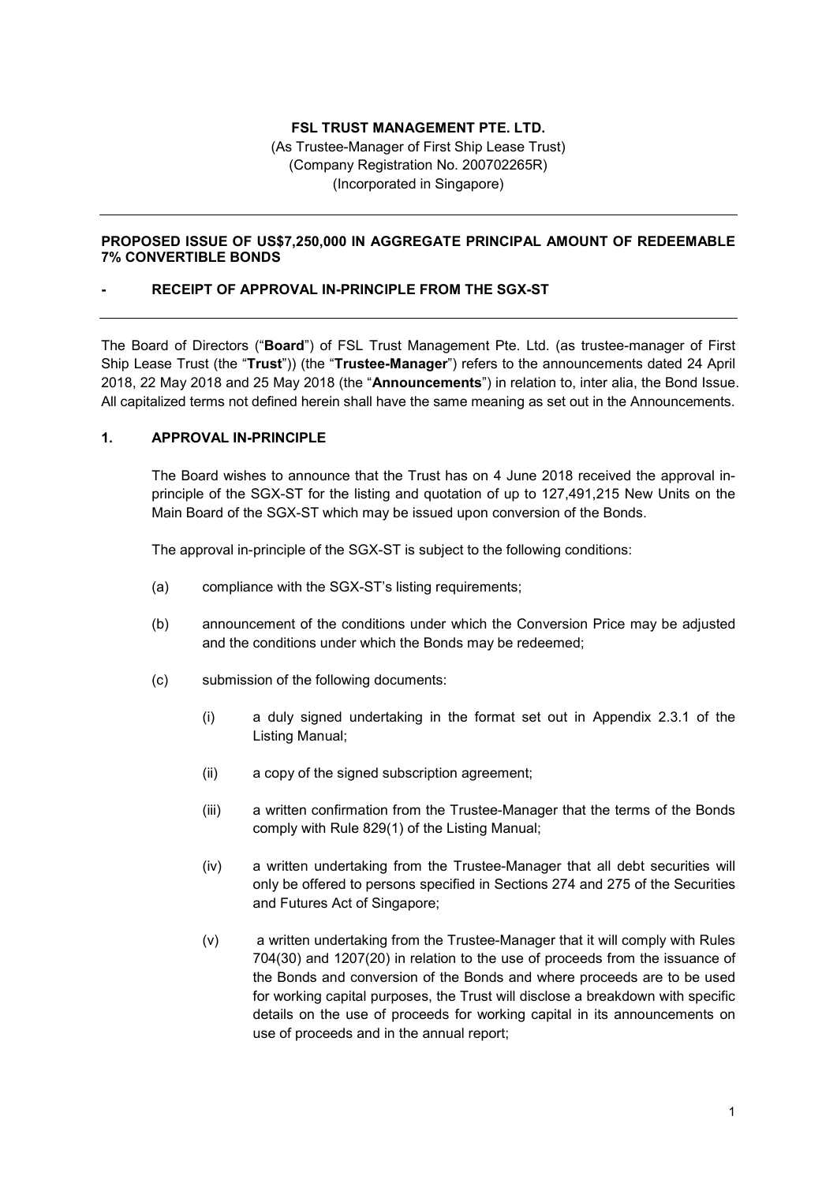**FSL TRUST MANAGEMENT PTE. LTD.**
(As Trustee-Manager of First Ship Lease Trust)
(Company Registration No. 200702265R)
(Incorporated in Singapore)

---

**PROPOSED ISSUE OF US$7,250,000 IN AGGREGATE PRINCIPAL AMOUNT OF REDEEMABLE 7% CONVERTIBLE BONDS**

**- RECEIPT OF APPROVAL IN-PRINCIPLE FROM THE SGX-ST**

---

The Board of Directors ("**Board**") of FSL Trust Management Pte. Ltd. (as trustee-manager of First Ship Lease Trust (the "**Trust**")) (the "**Trustee-Manager**") refers to the announcements dated 24 April 2018, 22 May 2018 and 25 May 2018 (the "**Announcements**") in relation to, inter alia, the Bond Issue. All capitalized terms not defined herein shall have the same meaning as set out in the Announcements.

## 1. APPROVAL IN-PRINCIPLE

The Board wishes to announce that the Trust has on 4 June 2018 received the approval in-principle of the SGX-ST for the listing and quotation of up to 127,491,215 New Units on the Main Board of the SGX-ST which may be issued upon conversion of the Bonds.

The approval in-principle of the SGX-ST is subject to the following conditions:

(a) compliance with the SGX-ST's listing requirements;

(b) announcement of the conditions under which the Conversion Price may be adjusted and the conditions under which the Bonds may be redeemed;

(c) submission of the following documents:

  (i) a duly signed undertaking in the format set out in Appendix 2.3.1 of the Listing Manual;

  (ii) a copy of the signed subscription agreement;

  (iii) a written confirmation from the Trustee-Manager that the terms of the Bonds comply with Rule 829(1) of the Listing Manual;

  (iv) a written undertaking from the Trustee-Manager that all debt securities will only be offered to persons specified in Sections 274 and 275 of the Securities and Futures Act of Singapore;

  (v) a written undertaking from the Trustee-Manager that it will comply with Rules 704(30) and 1207(20) in relation to the use of proceeds from the issuance of the Bonds and conversion of the Bonds and where proceeds are to be used for working capital purposes, the Trust will disclose a breakdown with specific details on the use of proceeds for working capital in its announcements on use of proceeds and in the annual report;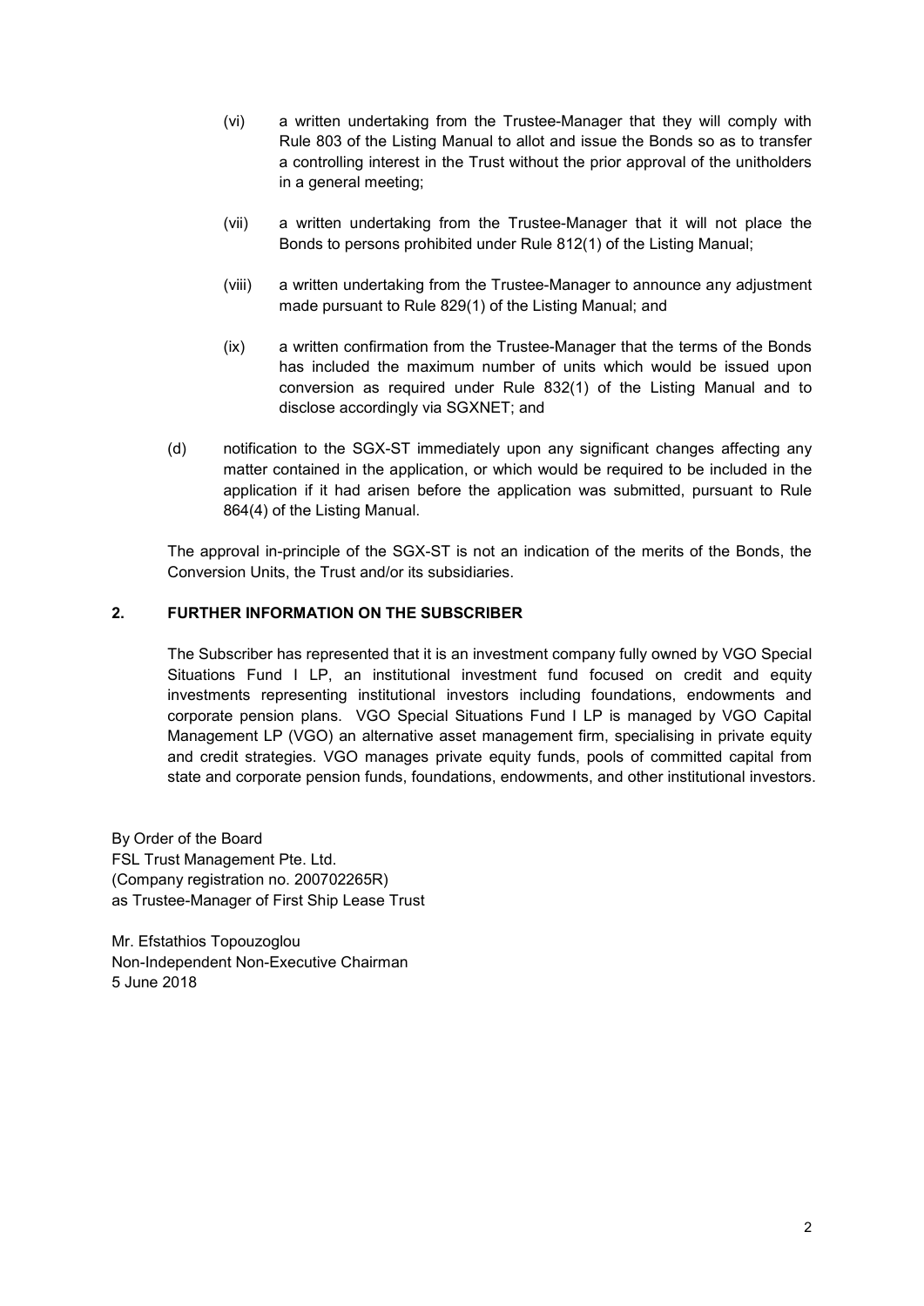(vi) a written undertaking from the Trustee-Manager that they will comply with Rule 803 of the Listing Manual to allot and issue the Bonds so as to transfer a controlling interest in the Trust without the prior approval of the unitholders in a general meeting;

(vii) a written undertaking from the Trustee-Manager that it will not place the Bonds to persons prohibited under Rule 812(1) of the Listing Manual;

(viii) a written undertaking from the Trustee-Manager to announce any adjustment made pursuant to Rule 829(1) of the Listing Manual; and

(ix) a written confirmation from the Trustee-Manager that the terms of the Bonds has included the maximum number of units which would be issued upon conversion as required under Rule 832(1) of the Listing Manual and to disclose accordingly via SGXNET; and

(d) notification to the SGX-ST immediately upon any significant changes affecting any matter contained in the application, or which would be required to be included in the application if it had arisen before the application was submitted, pursuant to Rule 864(4) of the Listing Manual.

The approval in-principle of the SGX-ST is not an indication of the merits of the Bonds, the Conversion Units, the Trust and/or its subsidiaries.

## 2. FURTHER INFORMATION ON THE SUBSCRIBER

The Subscriber has represented that it is an investment company fully owned by VGO Special Situations Fund I LP, an institutional investment fund focused on credit and equity investments representing institutional investors including foundations, endowments and corporate pension plans. VGO Special Situations Fund I LP is managed by VGO Capital Management LP (VGO) an alternative asset management firm, specialising in private equity and credit strategies. VGO manages private equity funds, pools of committed capital from state and corporate pension funds, foundations, endowments, and other institutional investors.

By Order of the Board
FSL Trust Management Pte. Ltd.
(Company registration no. 200702265R)
as Trustee-Manager of First Ship Lease Trust

Mr. Efstathios Topouzoglou
Non-Independent Non-Executive Chairman
5 June 2018